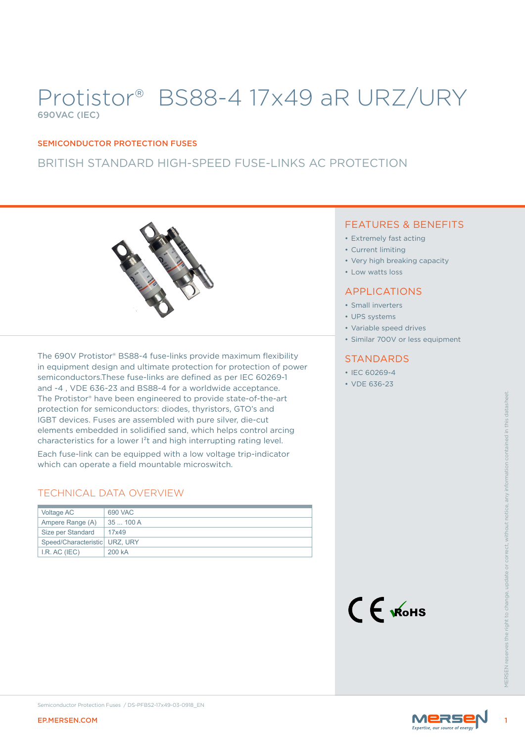# Protistor® BS88-4 17x49 aR URZ/URY

690VAC (IEC)

SEMICONDUCTOR PROTECTION FUSES

## BRITISH STANDARD HIGH-SPEED FUSE-LINKS AC PROTECTION

The 690V Protistor® BS88-4 fuse-links provide maximum flexibility in equipment design and ultimate protection for protection of power semiconductors.These fuse-links are defined as per IEC 60269-1 and -4 , VDE 636-23 and BS88-4 for a worldwide acceptance. The Protistor® have been engineered to provide state-of-the-art protection for semiconductors: diodes, thyristors, GTO's and IGBT devices. Fuses are assembled with pure silver, die-cut elements embedded in solidified sand, which helps control arcing characteristics for a lower $I^2t$ and high interrupting rating level.

Each fuse-link can be equipped with a low voltage trip-indicator which can operate a field mountable microswitch.

## TECHNICAL DATA OVERVIEW

| | |
|---|---|
| Voltage AC | 690 VAC |
| Ampere Range (A) | 35 ... 100 A |
| Size per Standard | 17x49 |
| Speed/Characteristic | URZ, URY |
| I.R. AC (IEC) | 200 kA |

## FEATURES & BENEFITS

- Extremely fast acting
- Current limiting
- Very high breaking capacity
- Low watts loss

## APPLICATIONS

- Small inverters
- UPS systems
- Variable speed drives
- Similar 700V or less equipment

## STANDARDS

- IEC 60269-4
- VDE 636-23

CE RoHS

MERSEN reserves the right to change, update or correct, without notice, any information contained in this datasheet.

Semiconductor Protection Fuses / DS-PFBS2-17x49-03-0918_EN

EP.MERSEN.COM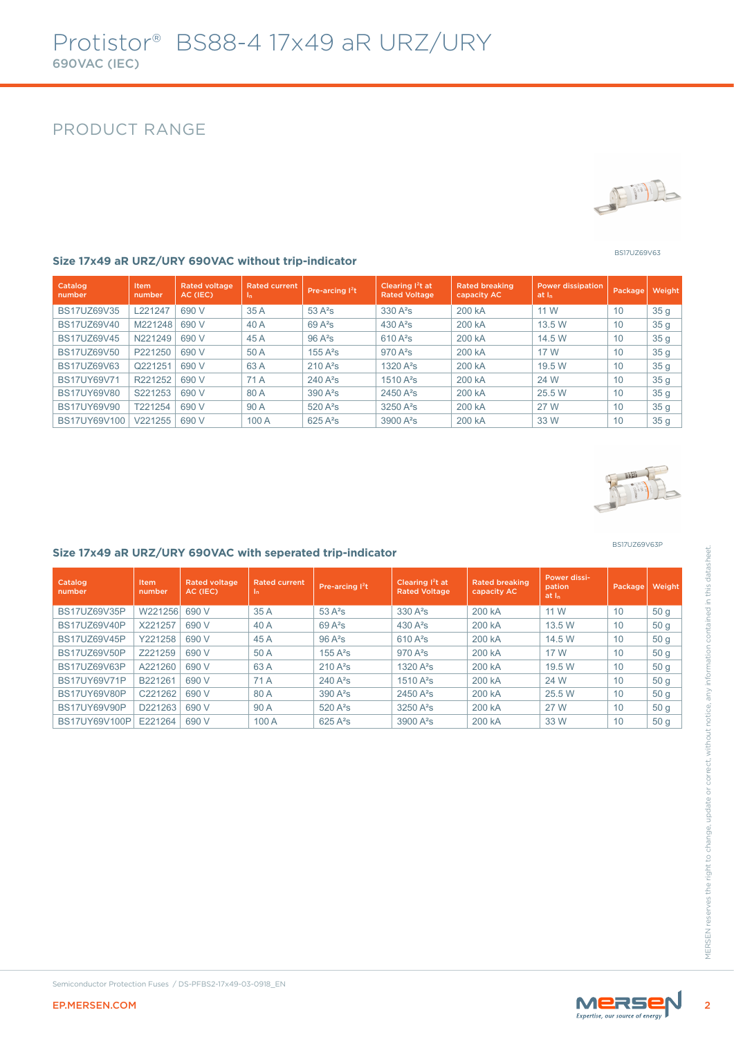# Protistor® BS88-4 17x49 aR URZ/URY

690VAC (IEC)

## PRODUCT RANGE

BS17UZ69V63

### Size 17x49 aR URZ/URY 690VAC without trip-indicator

| Catalog number | Item number | Rated voltage AC (IEC) | Rated current $I_n$ | Pre-arcing $I^2t$ | Clearing $I^2t$ at Rated Voltage | Rated breaking capacity AC | Power dissipation at $I_n$ | Package | Weight |
|---|---|---|---|---|---|---|---|---|---|
| BS17UZ69V35 | L221247 | 690 V | 35 A | 53 A²s | 330 A²s | 200 kA | 11 W | 10 | 35 g |
| BS17UZ69V40 | M221248 | 690 V | 40 A | 69 A²s | 430 A²s | 200 kA | 13.5 W | 10 | 35 g |
| BS17UZ69V45 | N221249 | 690 V | 45 A | 96 A²s | 610 A²s | 200 kA | 14.5 W | 10 | 35 g |
| BS17UZ69V50 | P221250 | 690 V | 50 A | 155 A²s | 970 A²s | 200 kA | 17 W | 10 | 35 g |
| BS17UZ69V63 | Q221251 | 690 V | 63 A | 210 A²s | 1320 A²s | 200 kA | 19.5 W | 10 | 35 g |
| BS17UY69V71 | R221252 | 690 V | 71 A | 240 A²s | 1510 A²s | 200 kA | 24 W | 10 | 35 g |
| BS17UY69V80 | S221253 | 690 V | 80 A | 390 A²s | 2450 A²s | 200 kA | 25.5 W | 10 | 35 g |
| BS17UY69V90 | T221254 | 690 V | 90 A | 520 A²s | 3250 A²s | 200 kA | 27 W | 10 | 35 g |
| BS17UY69V100 | V221255 | 690 V | 100 A | 625 A²s | 3900 A²s | 200 kA | 33 W | 10 | 35 g |

BS17UZ69V63P

### Size 17x49 aR URZ/URY 690VAC with seperated trip-indicator

| Catalog number | Item number | Rated voltage AC (IEC) | Rated current $I_n$ | Pre-arcing $I^2t$ | Clearing $I^2t$ at Rated Voltage | Rated breaking capacity AC | Power dissipation at $I_n$ | Package | Weight |
|---|---|---|---|---|---|---|---|---|---|
| BS17UZ69V35P | W221256 | 690 V | 35 A | 53 A²s | 330 A²s | 200 kA | 11 W | 10 | 50 g |
| BS17UZ69V40P | X221257 | 690 V | 40 A | 69 A²s | 430 A²s | 200 kA | 13.5 W | 10 | 50 g |
| BS17UZ69V45P | Y221258 | 690 V | 45 A | 96 A²s | 610 A²s | 200 kA | 14.5 W | 10 | 50 g |
| BS17UZ69V50P | Z221259 | 690 V | 50 A | 155 A²s | 970 A²s | 200 kA | 17 W | 10 | 50 g |
| BS17UZ69V63P | A221260 | 690 V | 63 A | 210 A²s | 1320 A²s | 200 kA | 19.5 W | 10 | 50 g |
| BS17UY69V71P | B221261 | 690 V | 71 A | 240 A²s | 1510 A²s | 200 kA | 24 W | 10 | 50 g |
| BS17UY69V80P | C221262 | 690 V | 80 A | 390 A²s | 2450 A²s | 200 kA | 25.5 W | 10 | 50 g |
| BS17UY69V90P | D221263 | 690 V | 90 A | 520 A²s | 3250 A²s | 200 kA | 27 W | 10 | 50 g |
| BS17UY69V100P | E221264 | 690 V | 100 A | 625 A²s | 3900 A²s | 200 kA | 33 W | 10 | 50 g |

MERSEN reserves the right to change, update or correct, without notice, any information contained in this datasheet.

Semiconductor Protection Fuses / DS-PFBS2-17x49-03-0918_EN

EP.MERSEN.COM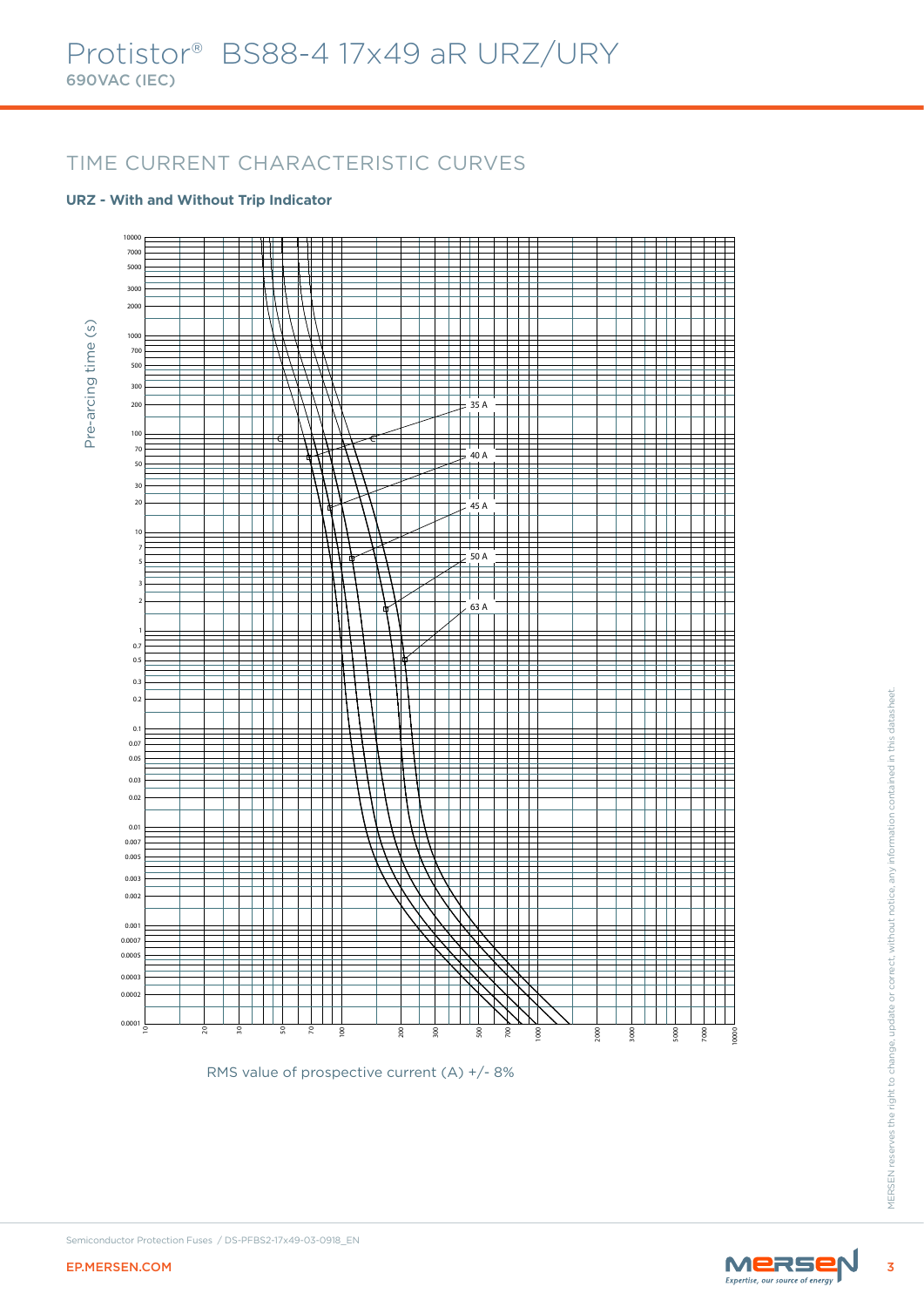# Protistor® BS88-4 17x49 aR URZ/URY

690VAC (IEC)

## TIME CURRENT CHARACTERISTIC CURVES

### URZ - With and Without Trip Indicator

Pre-arcing time (s)

35 A

40 A

45 A

50 A

63 A

RMS value of prospective current (A) +/- 8%

Semiconductor Protection Fuses / DS-PFBS2-17x49-03-0918_EN

EP.MERSEN.COM

MERSEN reserves the right to change, update or correct, without notice, any information contained in this datasheet.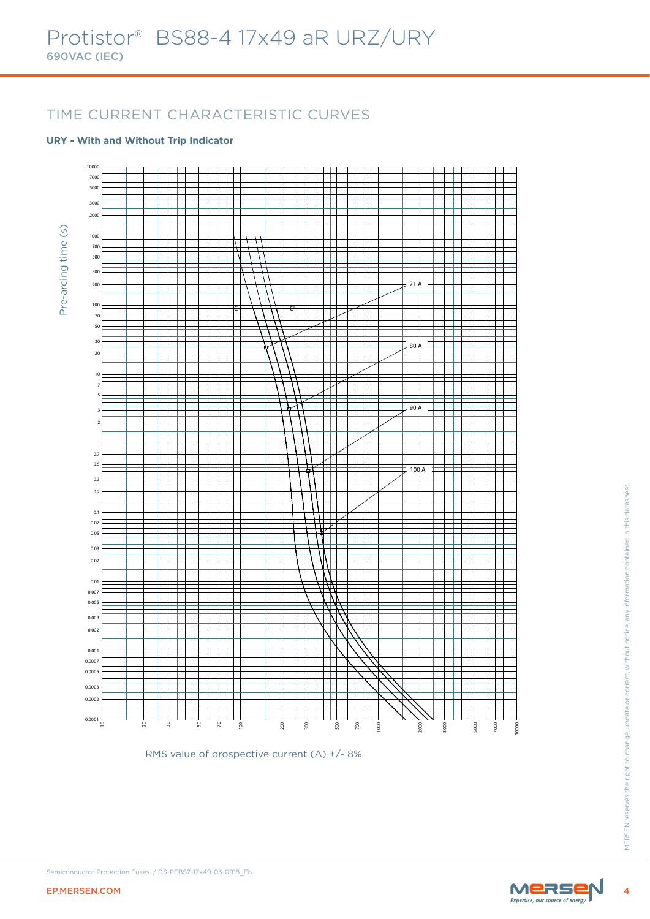# Protistor® BS88-4 17x49 aR URZ/URY

690VAC (IEC)

## TIME CURRENT CHARACTERISTIC CURVES

### URY - With and Without Trip Indicator

Pre-arcing time (s)

10000, 7000, 5000, 3000, 2000, 1000, 700, 500, 300, 200, 100, 70, 50, 30, 20, 10, 7, 5, 3, 2, 1, 0.7, 0.5, 0.3, 0.2, 0.1, 0.07, 0.05, 0.03, 0.02, 0.01, 0.007, 0.005, 0.003, 0.002, 0.001, 0.0007, 0.0005, 0.0003, 0.0002, 0.0001

71 A

80 A

90 A

100 A

10, 20, 30, 50, 70, 100, 200, 300, 500, 700, 1000, 2000, 3000, 5000, 7000, 10000

RMS value of prospective current (A) +/- 8%

Semiconductor Protection Fuses / DS-PFBS2-17x49-03-0918_EN

EP.MERSEN.COM

MERSEN reserves the right to change, update or correct, without notice, any information contained in this datasheet.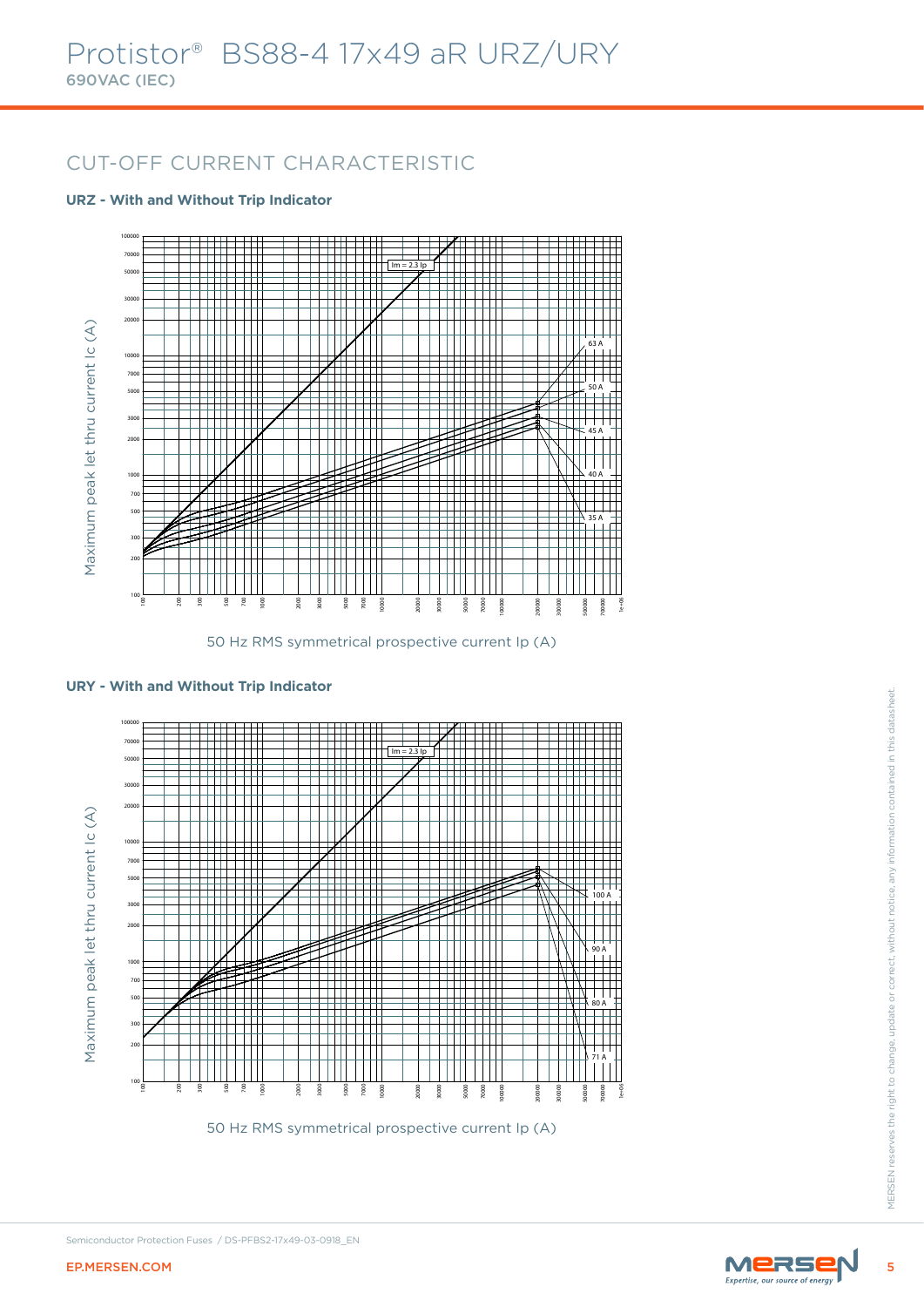# Protistor® BS88-4 17x49 aR URZ/URY

690VAC (IEC)

## CUT-OFF CURRENT CHARACTERISTIC

**URZ - With and Without Trip Indicator**

Maximum peak let thru current Ic (A)

Im = 2.3 Ip

63 A

50 A

45 A

40 A

35 A

50 Hz RMS symmetrical prospective current Ip (A)

**URY - With and Without Trip Indicator**

Maximum peak let thru current Ic (A)

Im = 2.3 Ip

100 A

90 A

80 A

71 A

50 Hz RMS symmetrical prospective current Ip (A)

Semiconductor Protection Fuses / DS-PFBS2-17x49-03-0918_EN

EP.MERSEN.COM

MERSEN reserves the right to change, update or correct, without notice, any information contained in this datasheet.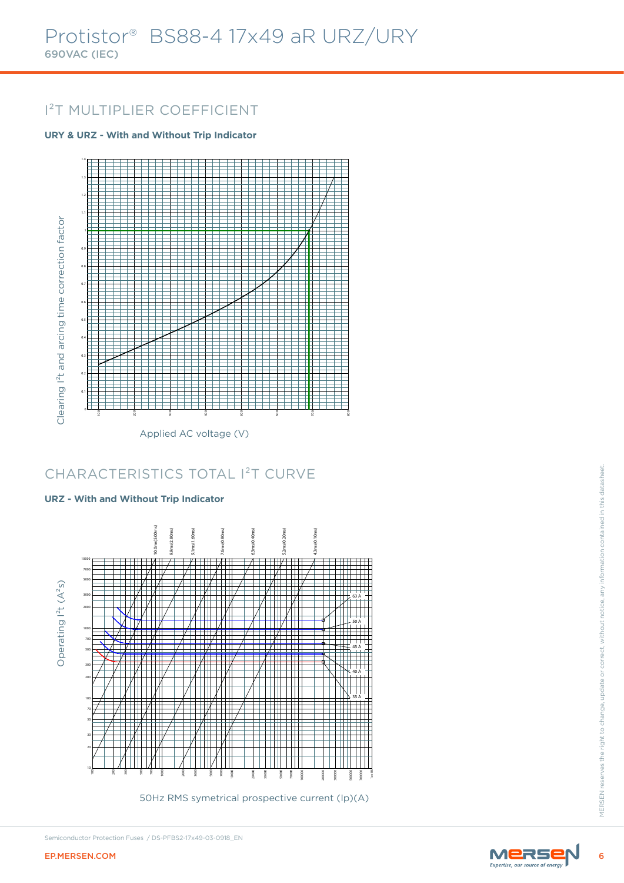# Protistor® BS88-4 17x49 aR URZ/URY

**690VAC (IEC)**

## $I^2T$ MULTIPLIER COEFFICIENT

**URY & URZ - With and Without Trip Indicator**

Clearing $I^2$t and arcing time correction factor

Applied AC voltage (V)

## CHARACTERISTICS TOTAL $I^2T$ CURVE

**URZ - With and Without Trip Indicator**

Operating $I^2$t ($A^2$s)

10.0ms(5.00ms) 9.9ms(2.80ms) 9.1ms(1.60ms) 7.6ms(0.80ms) 6.3ms(0.40ms) 5.2ms(0.20ms) 4.3ms(0.10ms)

63 A 50 A 45 A 40 A 35 A

50Hz RMS symetrical prospective current (Ip)(A)

Semiconductor Protection Fuses / DS-PFBS2-17x49-03-0918_EN

MERSEN reserves the right to change, update or correct, without notice, any information contained in this datasheet.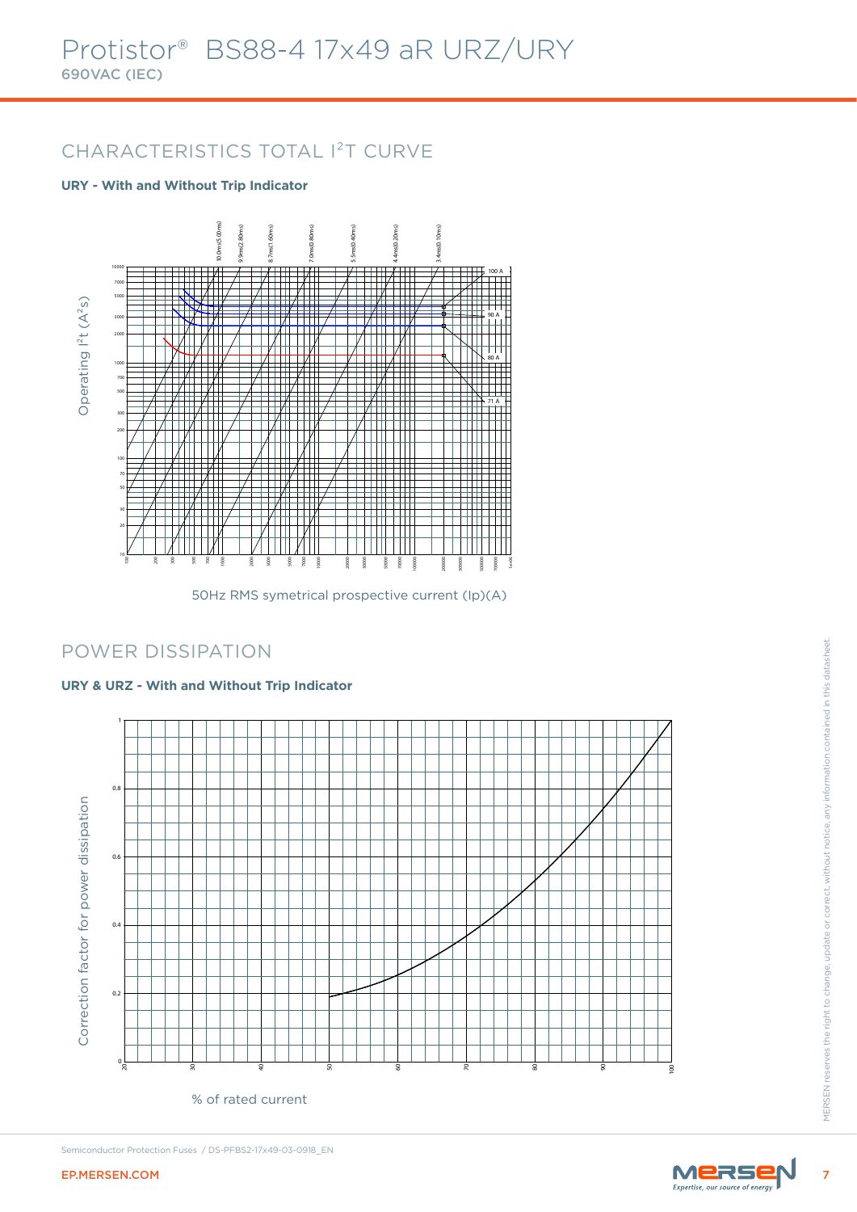# Protistor® BS88-4 17x49 aR URZ/URY

**690VAC (IEC)**

## CHARACTERISTICS TOTAL $I^2T$ CURVE

**URY - With and Without Trip Indicator**

Operating $I^2t$ ($A^2s$)

10.0ms(5.00ms) 9.9ms(2.80ms) 8.7ms(1.60ms) 7.0ms(0.80ms) 5.5ms(0.40ms) 4.4ms(0.20ms) 3.4ms(0.10ms)

100 A, 90 A, 80 A, 71 A

50Hz RMS symetrical prospective current (Ip)(A)

## POWER DISSIPATION

**URY & URZ - With and Without Trip Indicator**

Correction factor for power dissipation

% of rated current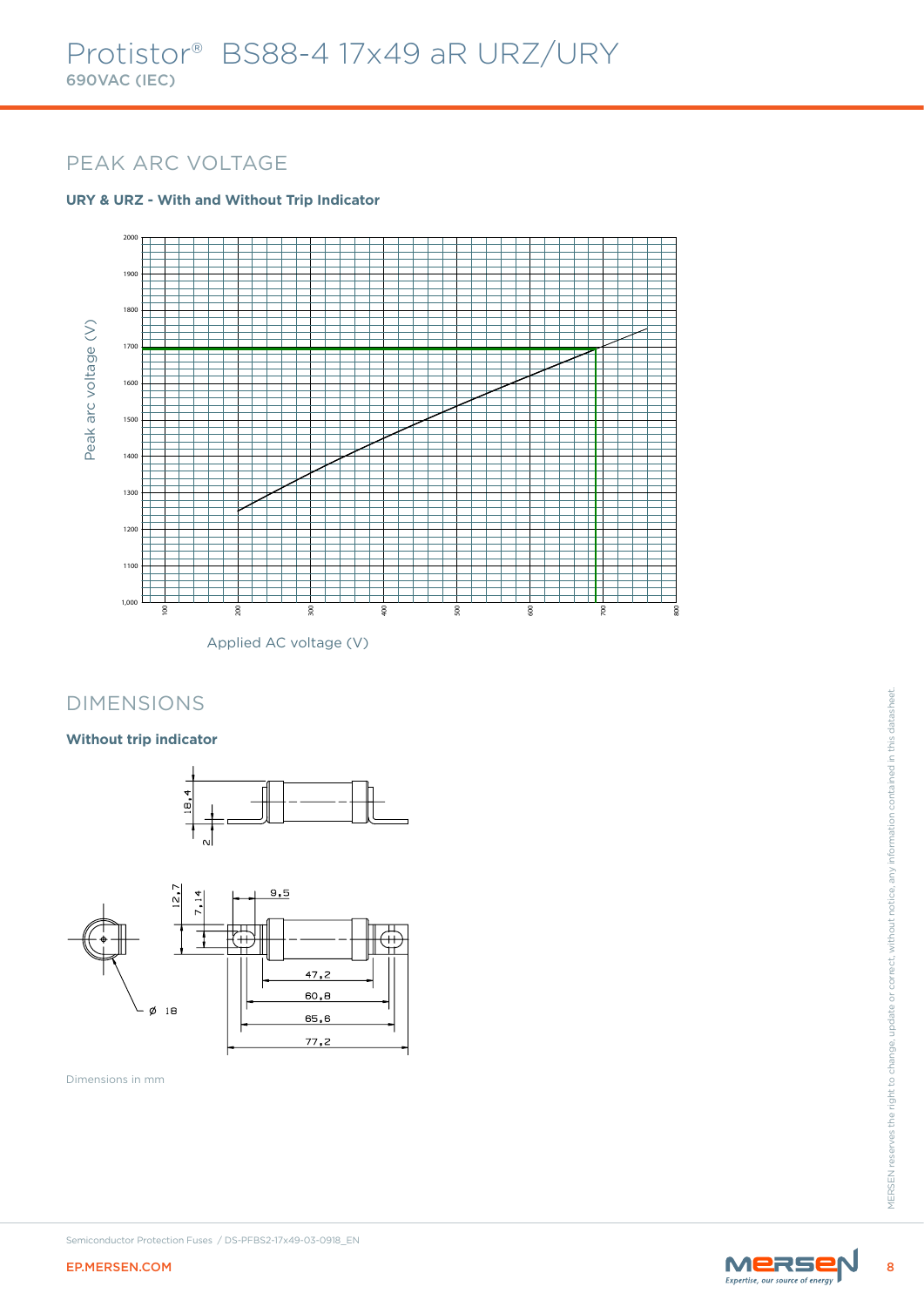# Protistor® BS88-4 17x49 aR URZ/URY

690VAC (IEC)

## PEAK ARC VOLTAGE

**URY & URZ - With and Without Trip Indicator**

Peak arc voltage (V)

Applied AC voltage (V)

## DIMENSIONS

**Without trip indicator**

Dimensions in mm

Semiconductor Protection Fuses / DS-PFBS2-17x49-03-0918_EN

EP.MERSEN.COM

MERSEN reserves the right to change, update or correct, without notice, any information contained in this datasheet.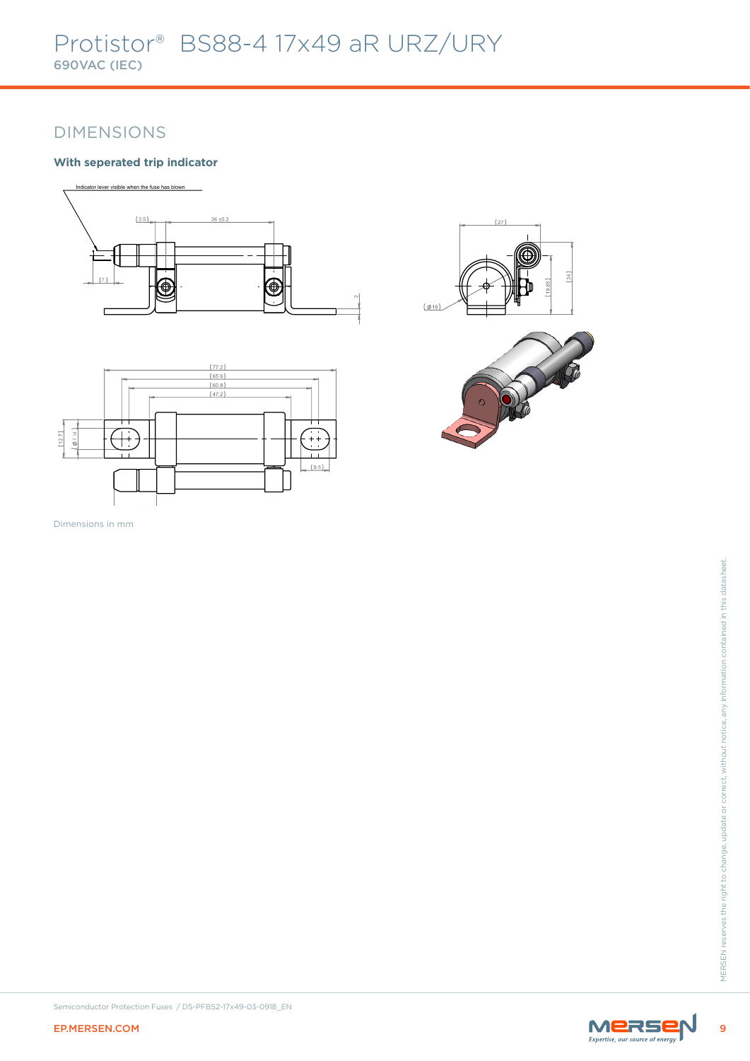# Protistor® BS88-4 17x49 aR URZ/URY

690VAC (IEC)

## DIMENSIONS

### With seperated trip indicator

Indicator lever visible when the fuse has blown

(3.5)

36 ±0.2

(7)

2

(27)

(Ø18)

(19.65)

(24)

(77.2)

(65.5)

(60.8)

(47.2)

(12.7)

(Ø7.14)

(9.5)

Dimensions in mm